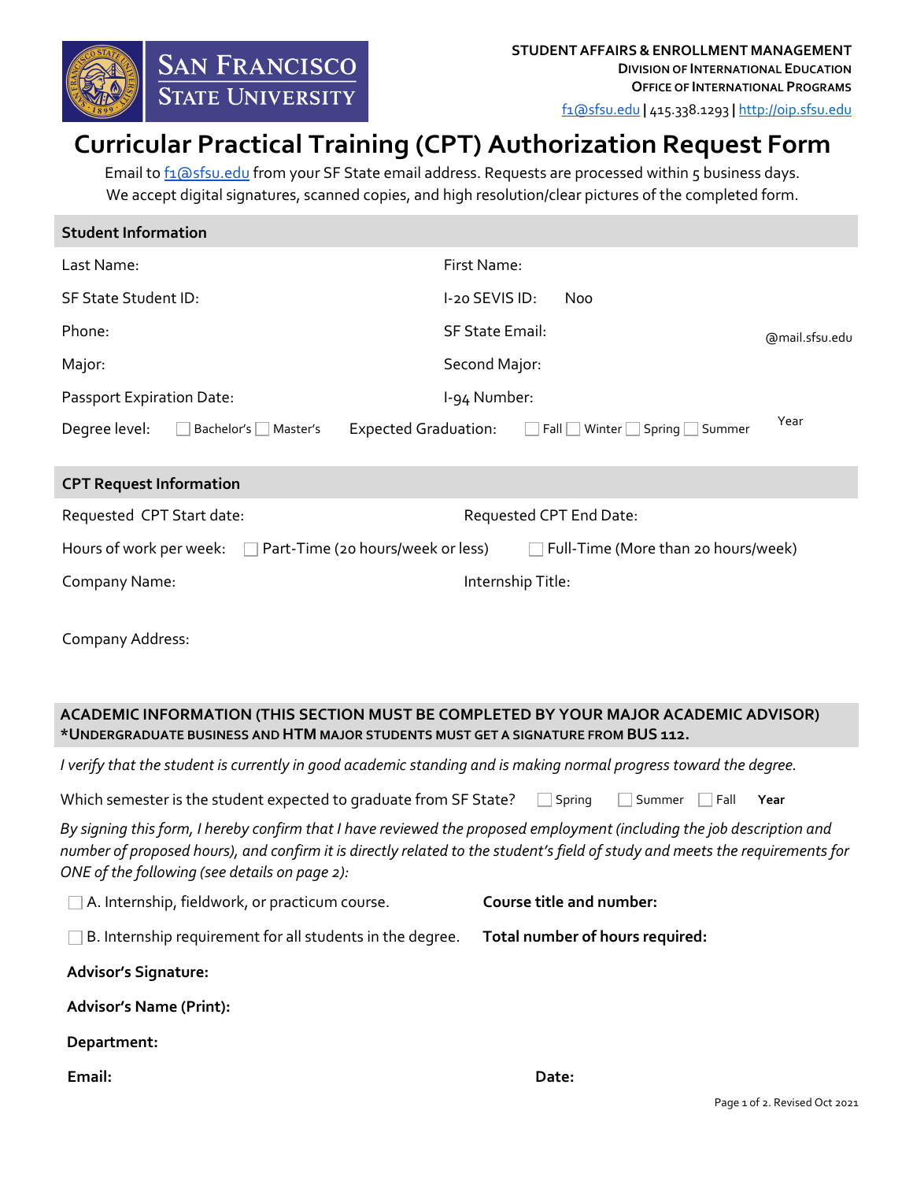SAN FRANCISCO STATE UNIVERSITY

**STUDENT AFFAIRS & ENROLLMENT MANAGEMENT**
**DIVISION OF INTERNATIONAL EDUCATION**
**OFFICE OF INTERNATIONAL PROGRAMS**
f1@sfsu.edu | 415.338.1293 | http://oip.sfsu.edu

# Curricular Practical Training (CPT) Authorization Request Form

Email to f1@sfsu.edu from your SF State email address. Requests are processed within 5 business days.
We accept digital signatures, scanned copies, and high resolution/clear pictures of the completed form.

## Student Information

Last Name:

First Name:

SF State Student ID:

I-20 SEVIS ID: Noo

Phone:

SF State Email: @mail.sfsu.edu

Major:

Second Major:

Passport Expiration Date:

I-94 Number:

Degree level: ☐ Bachelor's ☐ Master's

Expected Graduation: ☐ Fall ☐ Winter ☐ Spring ☐ Summer Year

## CPT Request Information

Requested CPT Start date:

Requested CPT End Date:

Hours of work per week: ☐ Part-Time (20 hours/week or less) ☐ Full-Time (More than 20 hours/week)

Company Name:

Internship Title:

Company Address:

## ACADEMIC INFORMATION (THIS SECTION MUST BE COMPLETED BY YOUR MAJOR ACADEMIC ADVISOR)

***UNDERGRADUATE BUSINESS AND HTM MAJOR STUDENTS MUST GET A SIGNATURE FROM BUS 112.**

*I verify that the student is currently in good academic standing and is making normal progress toward the degree.*

Which semester is the student expected to graduate from SF State? ☐ Spring ☐ Summer ☐ Fall **Year**

*By signing this form, I hereby confirm that I have reviewed the proposed employment (including the job description and number of proposed hours), and confirm it is directly related to the student's field of study and meets the requirements for ONE of the following (see details on page 2):*

☐ A. Internship, fieldwork, or practicum course. **Course title and number:**

☐ B. Internship requirement for all students in the degree. **Total number of hours required:**

**Advisor's Signature:**

**Advisor's Name (Print):**

**Department:**

**Email:**

**Date:**

Revised Oct 2021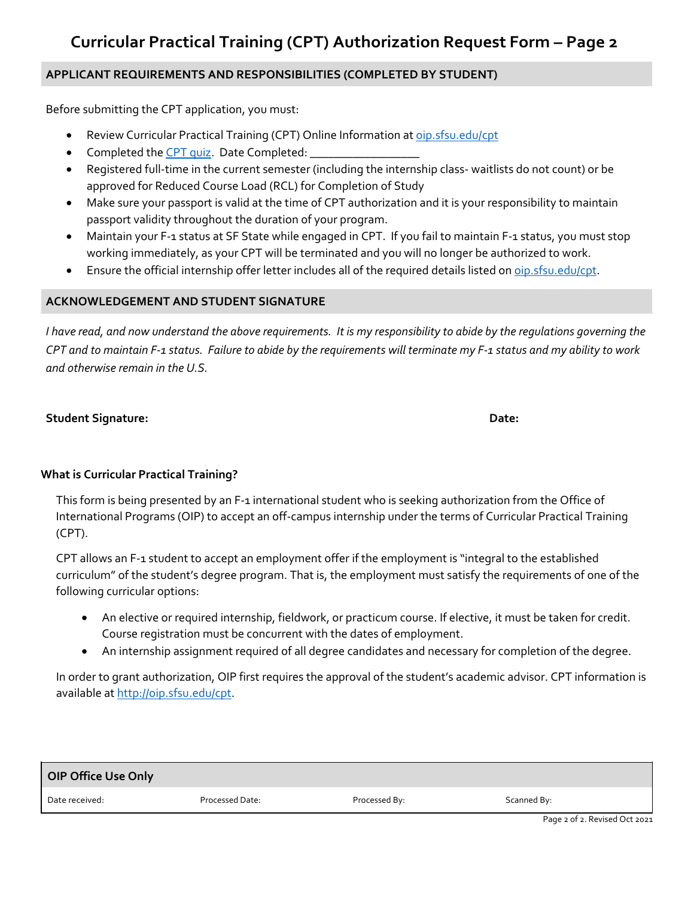# Curricular Practical Training (CPT) Authorization Request Form – Page 2

## APPLICANT REQUIREMENTS AND RESPONSIBILITIES (COMPLETED BY STUDENT)

Before submitting the CPT application, you must:

- Review Curricular Practical Training (CPT) Online Information at oip.sfsu.edu/cpt
- Completed the CPT quiz. Date Completed: _________________
- Registered full-time in the current semester (including the internship class- waitlists do not count) or be approved for Reduced Course Load (RCL) for Completion of Study
- Make sure your passport is valid at the time of CPT authorization and it is your responsibility to maintain passport validity throughout the duration of your program.
- Maintain your F-1 status at SF State while engaged in CPT. If you fail to maintain F-1 status, you must stop working immediately, as your CPT will be terminated and you will no longer be authorized to work.
- Ensure the official internship offer letter includes all of the required details listed on oip.sfsu.edu/cpt.

## ACKNOWLEDGEMENT AND STUDENT SIGNATURE

*I have read, and now understand the above requirements. It is my responsibility to abide by the regulations governing the CPT and to maintain F-1 status. Failure to abide by the requirements will terminate my F-1 status and my ability to work and otherwise remain in the U.S.*

**Student Signature:** **Date:**

### What is Curricular Practical Training?

This form is being presented by an F-1 international student who is seeking authorization from the Office of International Programs (OIP) to accept an off-campus internship under the terms of Curricular Practical Training (CPT).

CPT allows an F-1 student to accept an employment offer if the employment is "integral to the established curriculum" of the student's degree program. That is, the employment must satisfy the requirements of one of the following curricular options:

- An elective or required internship, fieldwork, or practicum course. If elective, it must be taken for credit. Course registration must be concurrent with the dates of employment.
- An internship assignment required of all degree candidates and necessary for completion of the degree.

In order to grant authorization, OIP first requires the approval of the student's academic advisor. CPT information is available at http://oip.sfsu.edu/cpt.

| OIP Office Use Only | | | |
|---|---|---|---|
| Date received: | Processed Date: | Processed By: | Scanned By: |

Revised Oct 2021